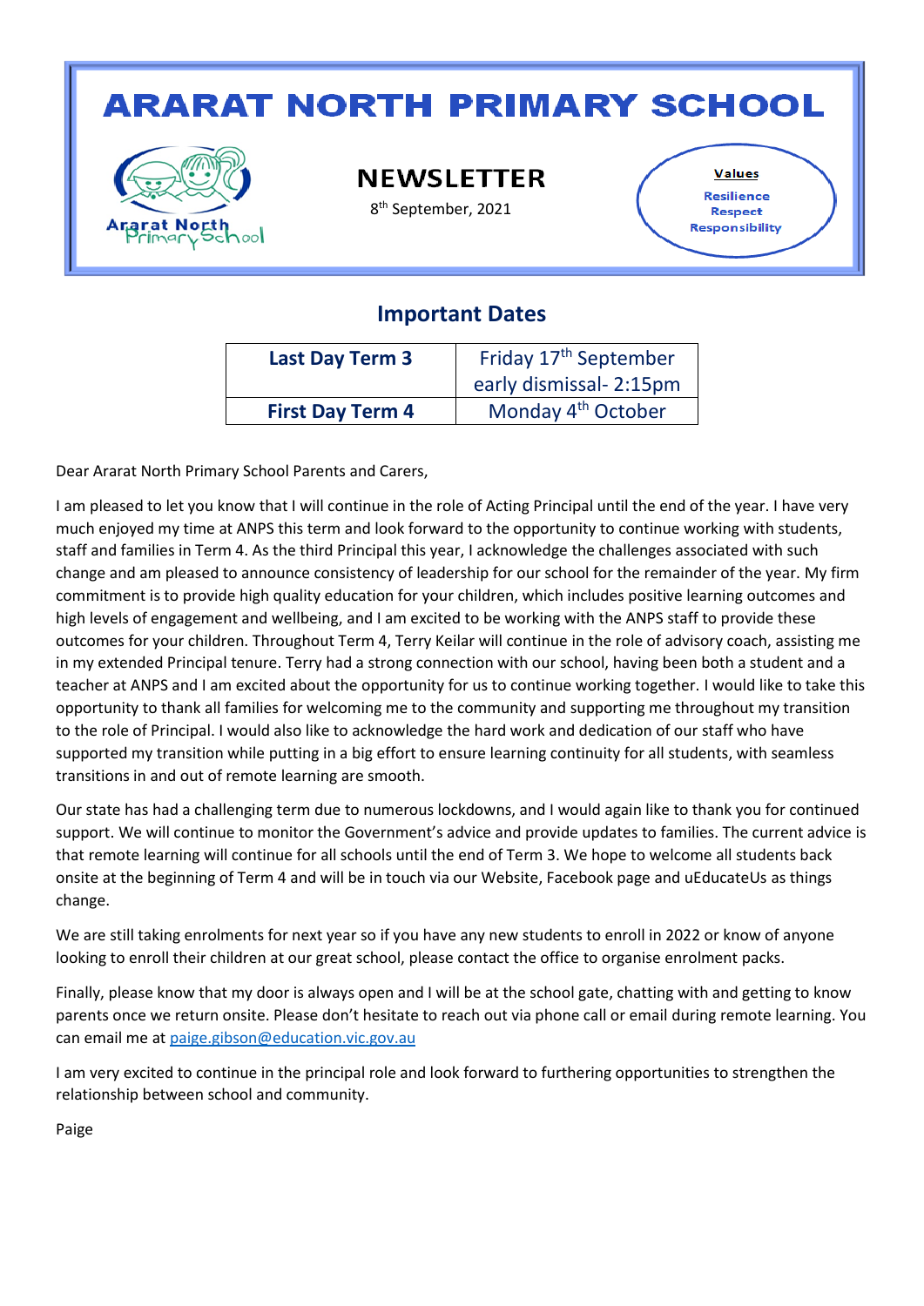# ARARAT NORTH PRIMARY SCHOOL

Ararat North Primary School

## NEWSLETTER

8th September, 2021

**Values**
Resilience
Respect
Responsibility

## Important Dates

| Last Day Term 3 | Friday 17th September early dismissal- 2:15pm |
|---|---|
| **First Day Term 4** | Monday 4th October |

Dear Ararat North Primary School Parents and Carers,

I am pleased to let you know that I will continue in the role of Acting Principal until the end of the year. I have very much enjoyed my time at ANPS this term and look forward to the opportunity to continue working with students, staff and families in Term 4. As the third Principal this year, I acknowledge the challenges associated with such change and am pleased to announce consistency of leadership for our school for the remainder of the year. My firm commitment is to provide high quality education for your children, which includes positive learning outcomes and high levels of engagement and wellbeing, and I am excited to be working with the ANPS staff to provide these outcomes for your children. Throughout Term 4, Terry Keilar will continue in the role of advisory coach, assisting me in my extended Principal tenure. Terry had a strong connection with our school, having been both a student and a teacher at ANPS and I am excited about the opportunity for us to continue working together. I would like to take this opportunity to thank all families for welcoming me to the community and supporting me throughout my transition to the role of Principal. I would also like to acknowledge the hard work and dedication of our staff who have supported my transition while putting in a big effort to ensure learning continuity for all students, with seamless transitions in and out of remote learning are smooth.

Our state has had a challenging term due to numerous lockdowns, and I would again like to thank you for continued support. We will continue to monitor the Government's advice and provide updates to families. The current advice is that remote learning will continue for all schools until the end of Term 3. We hope to welcome all students back onsite at the beginning of Term 4 and will be in touch via our Website, Facebook page and uEducateUs as things change.

We are still taking enrolments for next year so if you have any new students to enroll in 2022 or know of anyone looking to enroll their children at our great school, please contact the office to organise enrolment packs.

Finally, please know that my door is always open and I will be at the school gate, chatting with and getting to know parents once we return onsite. Please don't hesitate to reach out via phone call or email during remote learning. You can email me at paige.gibson@education.vic.gov.au

I am very excited to continue in the principal role and look forward to furthering opportunities to strengthen the relationship between school and community.

Paige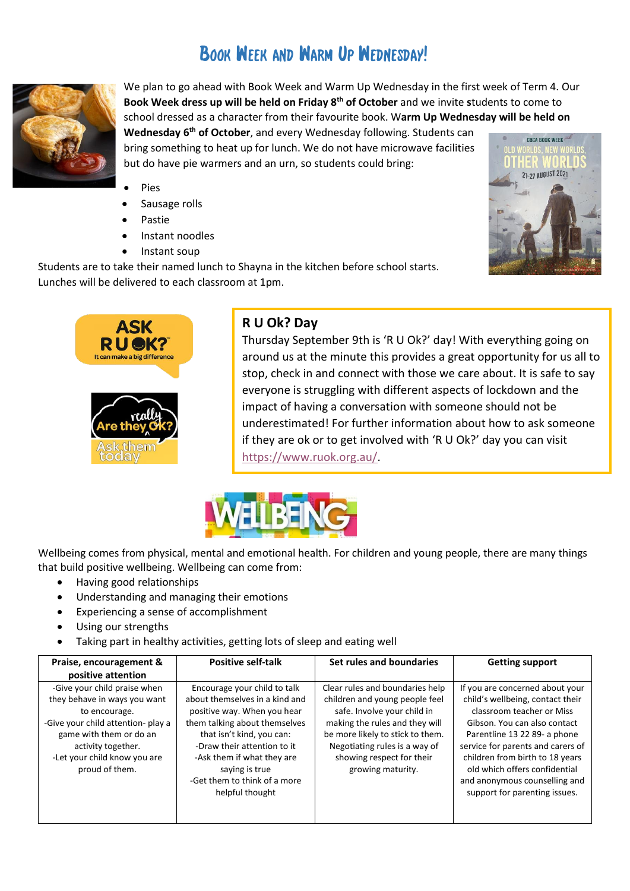# Book Week and Warm Up Wednesday!

We plan to go ahead with Book Week and Warm Up Wednesday in the first week of Term 4. Our **Book Week dress up will be held on Friday 8th of October** and we invite students to come to school dressed as a character from their favourite book. W**arm Up Wednesday will be held on Wednesday 6th of October**, and every Wednesday following. Students can bring something to heat up for lunch. We do not have microwave facilities but do have pie warmers and an urn, so students could bring:

- Pies
- Sausage rolls
- Pastie
- Instant noodles
- Instant soup

Students are to take their named lunch to Shayna in the kitchen before school starts. Lunches will be delivered to each classroom at 1pm.

## R U Ok? Day

Thursday September 9th is 'R U Ok?' day! With everything going on around us at the minute this provides a great opportunity for us all to stop, check in and connect with those we care about. It is safe to say everyone is struggling with different aspects of lockdown and the impact of having a conversation with someone should not be underestimated! For further information about how to ask someone if they are ok or to get involved with 'R U Ok?' day you can visit https://www.ruok.org.au/.

## Wellbeing

Wellbeing comes from physical, mental and emotional health. For children and young people, there are many things that build positive wellbeing. Wellbeing can come from:

- Having good relationships
- Understanding and managing their emotions
- Experiencing a sense of accomplishment
- Using our strengths
- Taking part in healthy activities, getting lots of sleep and eating well

| Praise, encouragement & positive attention | Positive self-talk | Set rules and boundaries | Getting support |
|---|---|---|---|
| -Give your child praise when they behave in ways you want to encourage.<br>-Give your child attention- play a game with them or do an activity together.<br>-Let your child know you are proud of them. | Encourage your child to talk about themselves in a kind and positive way. When you hear them talking about themselves that isn't kind, you can:<br>-Draw their attention to it<br>-Ask them if what they are saying is true<br>-Get them to think of a more helpful thought | Clear rules and boundaries help children and young people feel safe. Involve your child in making the rules and they will be more likely to stick to them. Negotiating rules is a way of showing respect for their growing maturity. | If you are concerned about your child's wellbeing, contact their classroom teacher or Miss Gibson. You can also contact Parentline 13 22 89- a phone service for parents and carers of children from birth to 18 years old which offers confidential and anonymous counselling and support for parenting issues. |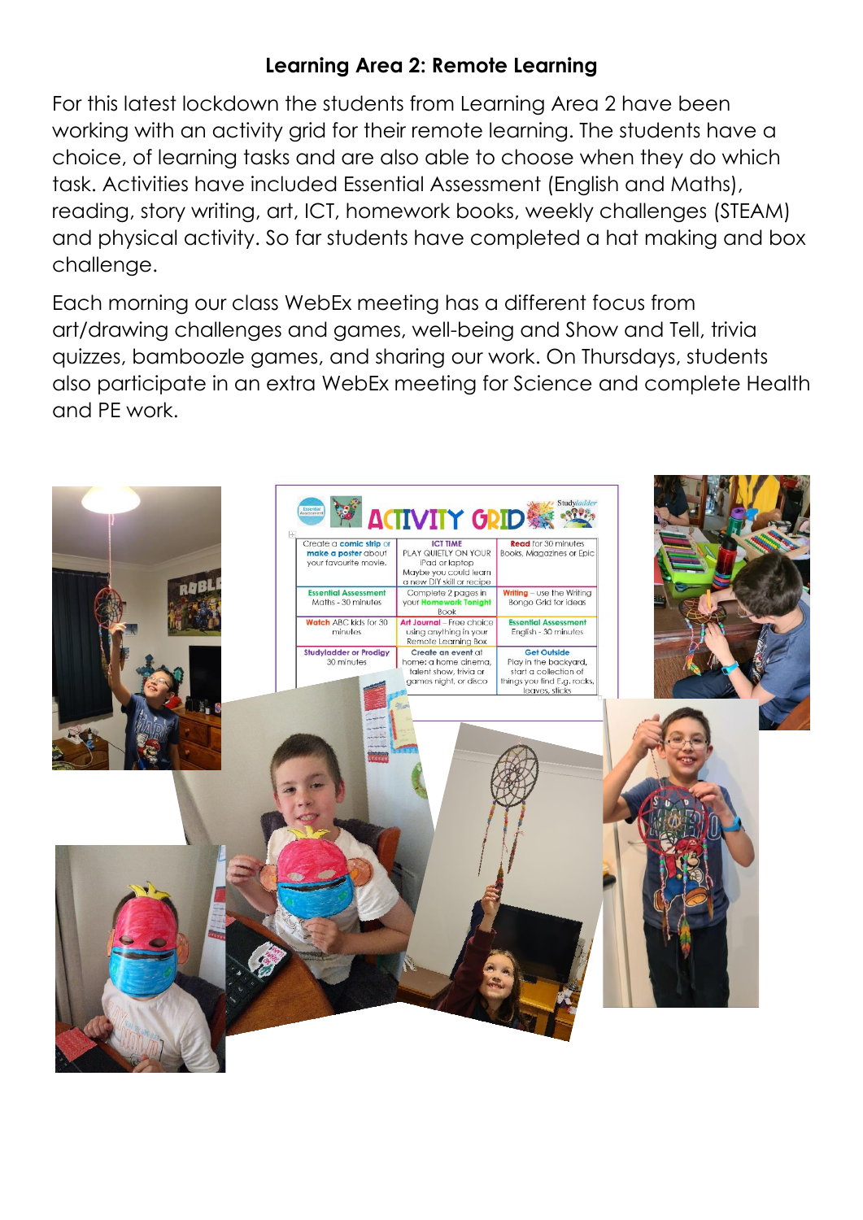## Learning Area 2: Remote Learning

For this latest lockdown the students from Learning Area 2 have been working with an activity grid for their remote learning. The students have a choice, of learning tasks and are also able to choose when they do which task. Activities have included Essential Assessment (English and Maths), reading, story writing, art, ICT, homework books, weekly challenges (STEAM) and physical activity. So far students have completed a hat making and box challenge.

Each morning our class WebEx meeting has a different focus from art/drawing challenges and games, well-being and Show and Tell, trivia quizzes, bamboozle games, and sharing our work. On Thursdays, students also participate in an extra WebEx meeting for Science and complete Health and PE work.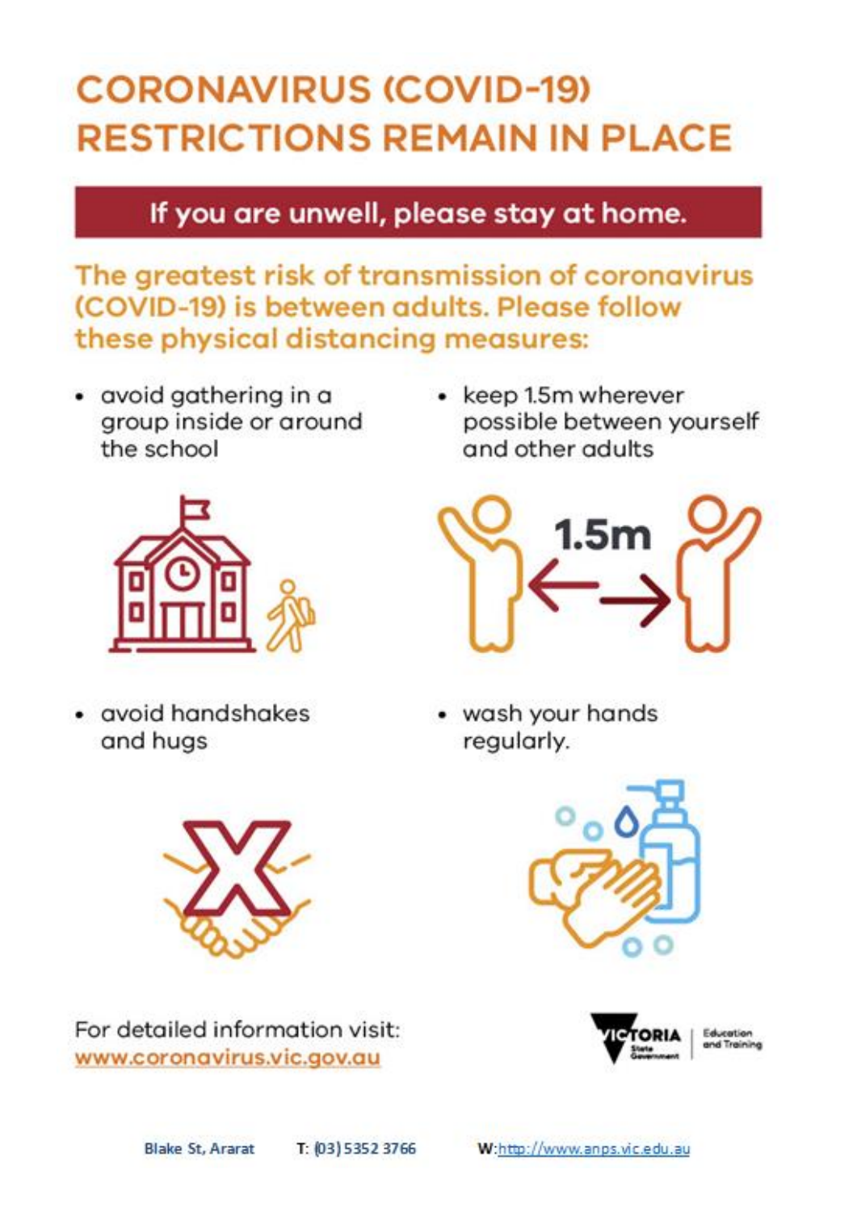# CORONAVIRUS (COVID-19) RESTRICTIONS REMAIN IN PLACE

## If you are unwell, please stay at home.

### The greatest risk of transmission of coronavirus (COVID-19) is between adults. Please follow these physical distancing measures:

- avoid gathering in a group inside or around the school
- keep 1.5m wherever possible between yourself and other adults

1.5m

- avoid handshakes and hugs
- wash your hands regularly.

For detailed information visit:
www.coronavirus.vic.gov.au

VICTORIA State Government | Education and Training

Blake St, Ararat T: (03) 5352 3766 W: http://www.anps.vic.edu.au